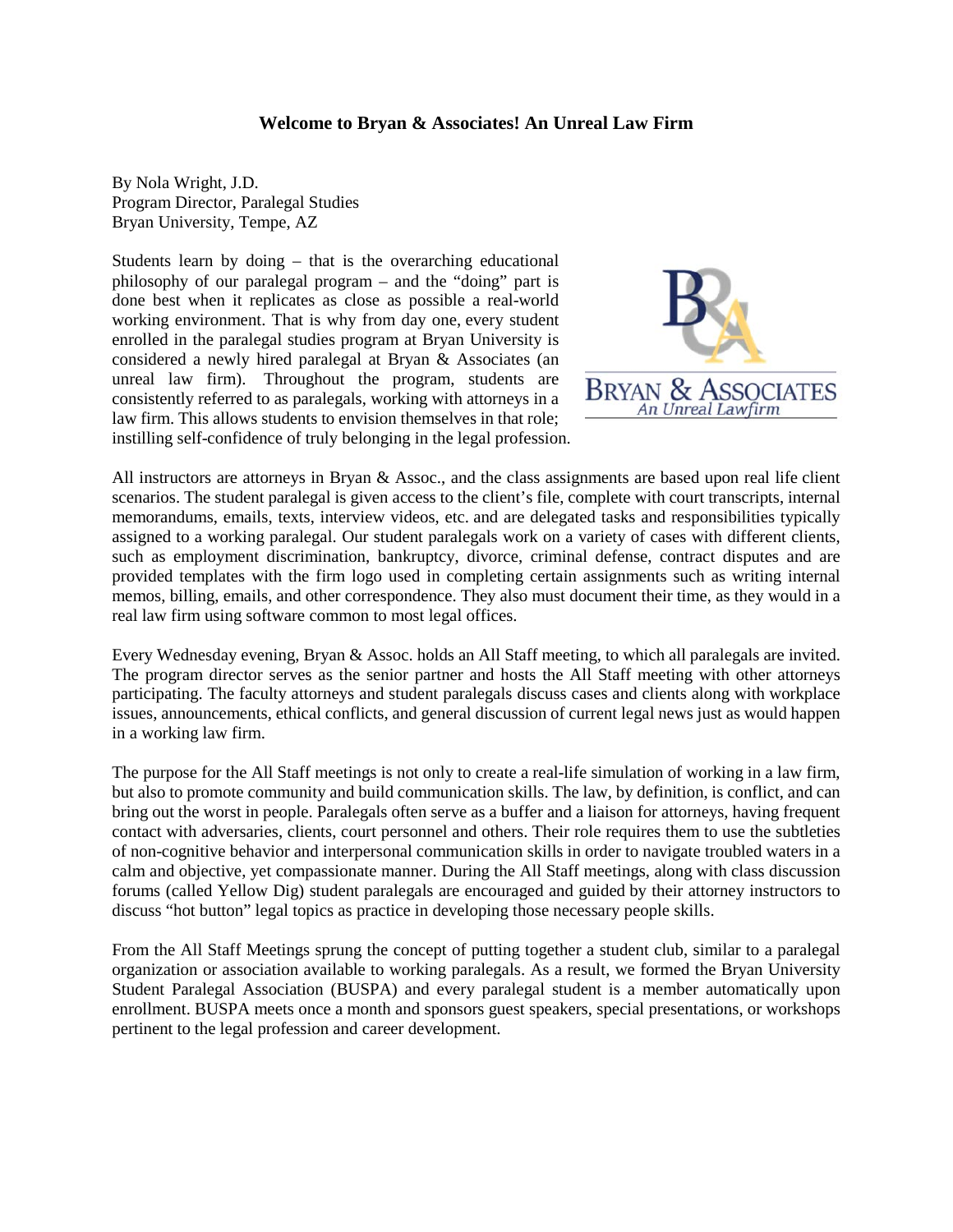**Welcome to Bryan & Associates! An Unreal Law Firm**

By Nola Wright, J.D.
Program Director, Paralegal Studies
Bryan University, Tempe, AZ

Students learn by doing – that is the overarching educational philosophy of our paralegal program – and the "doing" part is done best when it replicates as close as possible a real-world working environment. That is why from day one, every student enrolled in the paralegal studies program at Bryan University is considered a newly hired paralegal at Bryan & Associates (an unreal law firm). Throughout the program, students are consistently referred to as paralegals, working with attorneys in a law firm. This allows students to envision themselves in that role; instilling self-confidence of truly belonging in the legal profession.

All instructors are attorneys in Bryan & Assoc., and the class assignments are based upon real life client scenarios. The student paralegal is given access to the client's file, complete with court transcripts, internal memorandums, emails, texts, interview videos, etc. and are delegated tasks and responsibilities typically assigned to a working paralegal. Our student paralegals work on a variety of cases with different clients, such as employment discrimination, bankruptcy, divorce, criminal defense, contract disputes and are provided templates with the firm logo used in completing certain assignments such as writing internal memos, billing, emails, and other correspondence. They also must document their time, as they would in a real law firm using software common to most legal offices.

Every Wednesday evening, Bryan & Assoc. holds an All Staff meeting, to which all paralegals are invited. The program director serves as the senior partner and hosts the All Staff meeting with other attorneys participating. The faculty attorneys and student paralegals discuss cases and clients along with workplace issues, announcements, ethical conflicts, and general discussion of current legal news just as would happen in a working law firm.

The purpose for the All Staff meetings is not only to create a real-life simulation of working in a law firm, but also to promote community and build communication skills. The law, by definition, is conflict, and can bring out the worst in people. Paralegals often serve as a buffer and a liaison for attorneys, having frequent contact with adversaries, clients, court personnel and others. Their role requires them to use the subtleties of non-cognitive behavior and interpersonal communication skills in order to navigate troubled waters in a calm and objective, yet compassionate manner. During the All Staff meetings, along with class discussion forums (called Yellow Dig) student paralegals are encouraged and guided by their attorney instructors to discuss "hot button" legal topics as practice in developing those necessary people skills.

From the All Staff Meetings sprung the concept of putting together a student club, similar to a paralegal organization or association available to working paralegals. As a result, we formed the Bryan University Student Paralegal Association (BUSPA) and every paralegal student is a member automatically upon enrollment. BUSPA meets once a month and sponsors guest speakers, special presentations, or workshops pertinent to the legal profession and career development.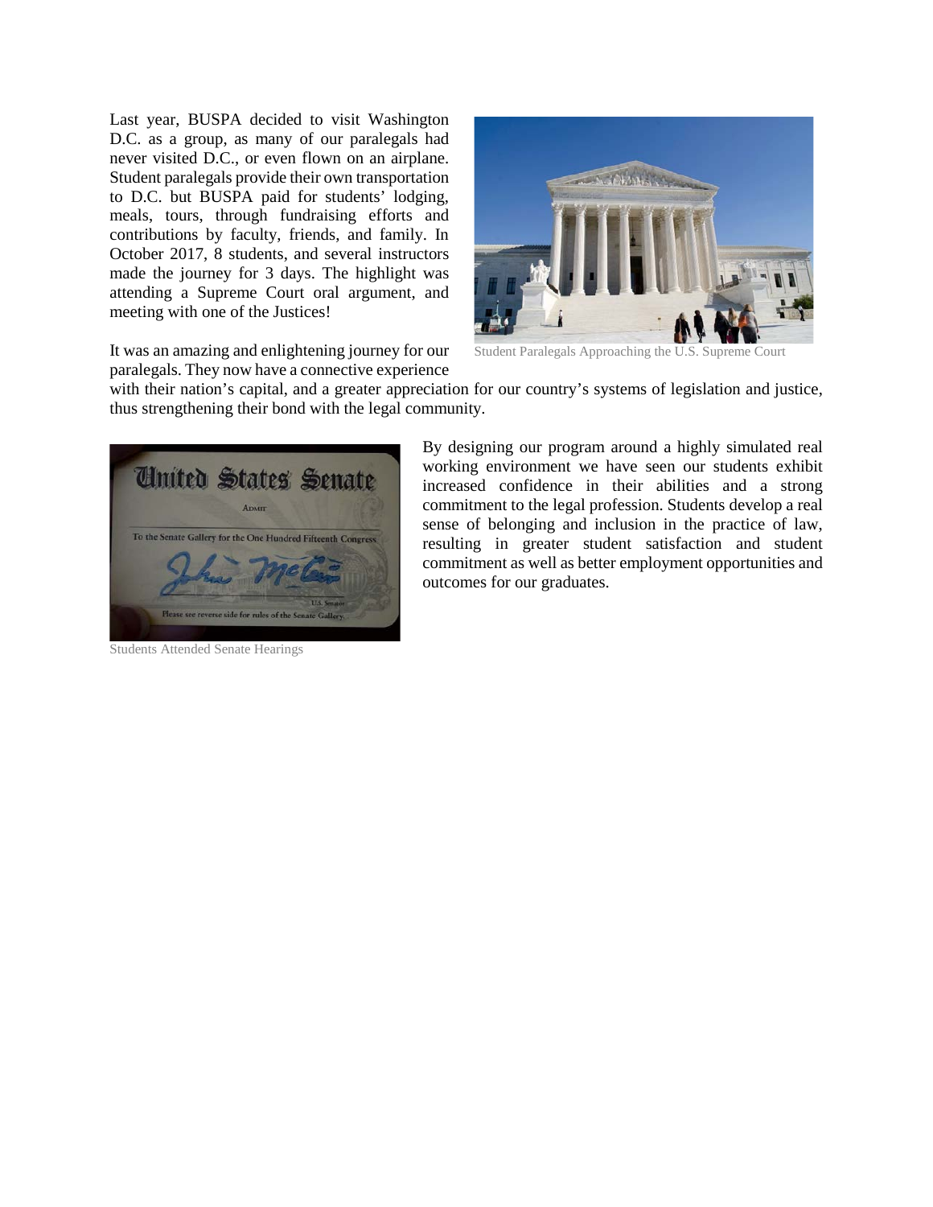Last year, BUSPA decided to visit Washington D.C. as a group, as many of our paralegals had never visited D.C., or even flown on an airplane. Student paralegals provide their own transportation to D.C. but BUSPA paid for students' lodging, meals, tours, through fundraising efforts and contributions by faculty, friends, and family. In October 2017, 8 students, and several instructors made the journey for 3 days. The highlight was attending a Supreme Court oral argument, and meeting with one of the Justices!

Student Paralegals Approaching the U.S. Supreme Court

It was an amazing and enlightening journey for our paralegals. They now have a connective experience with their nation's capital, and a greater appreciation for our country's systems of legislation and justice, thus strengthening their bond with the legal community.

Students Attended Senate Hearings

By designing our program around a highly simulated real working environment we have seen our students exhibit increased confidence in their abilities and a strong commitment to the legal profession. Students develop a real sense of belonging and inclusion in the practice of law, resulting in greater student satisfaction and student commitment as well as better employment opportunities and outcomes for our graduates.